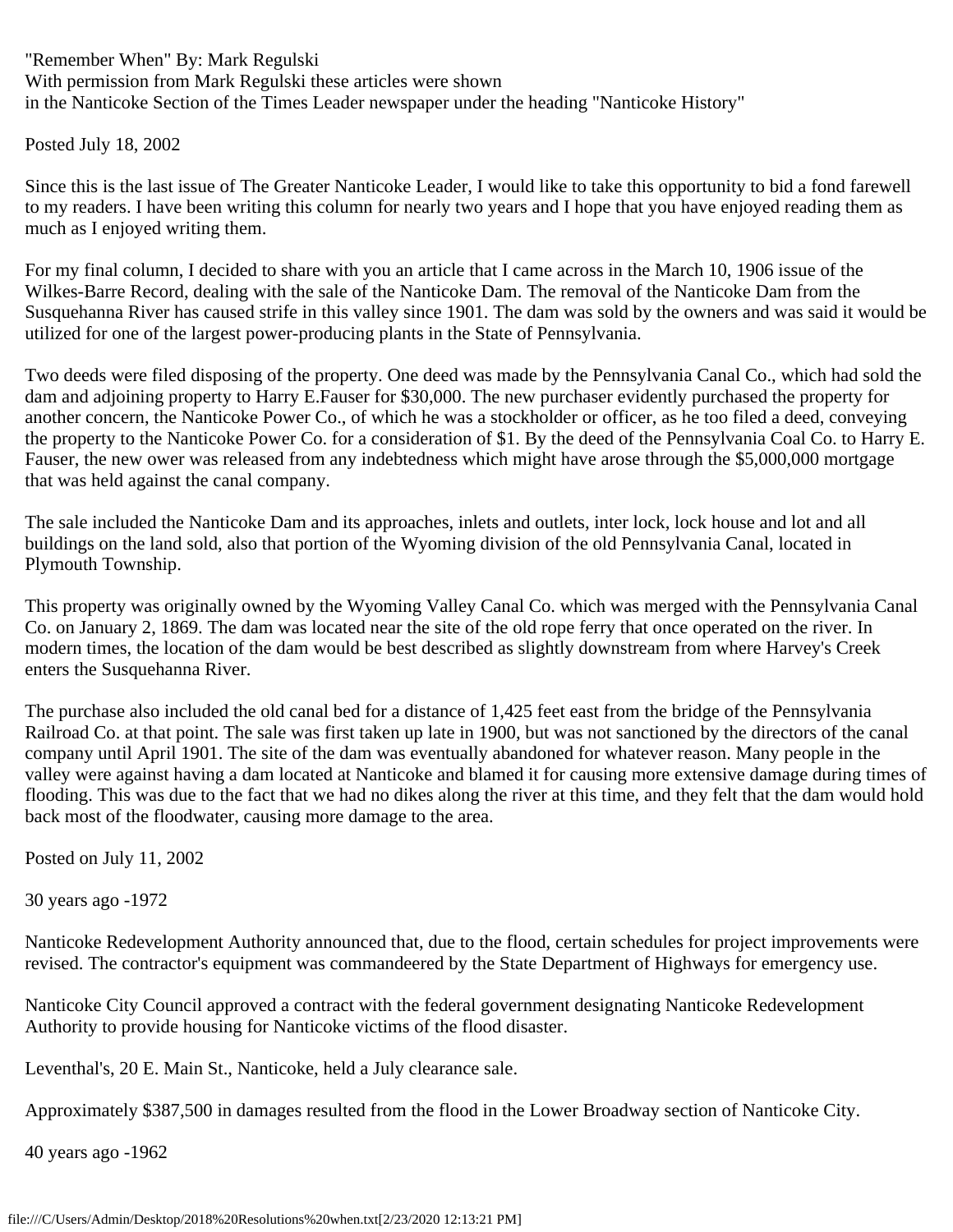"Remember When" By: Mark Regulski
With permission from Mark Regulski these articles were shown
in the Nanticoke Section of the Times Leader newspaper under the heading "Nanticoke History"

Posted July 18, 2002

Since this is the last issue of The Greater Nanticoke Leader, I would like to take this opportunity to bid a fond farewell to my readers. I have been writing this column for nearly two years and I hope that you have enjoyed reading them as much as I enjoyed writing them.

For my final column, I decided to share with you an article that I came across in the March 10, 1906 issue of the Wilkes-Barre Record, dealing with the sale of the Nanticoke Dam. The removal of the Nanticoke Dam from the Susquehanna River has caused strife in this valley since 1901. The dam was sold by the owners and was said it would be utilized for one of the largest power-producing plants in the State of Pennsylvania.

Two deeds were filed disposing of the property. One deed was made by the Pennsylvania Canal Co., which had sold the dam and adjoining property to Harry E.Fauser for $30,000. The new purchaser evidently purchased the property for another concern, the Nanticoke Power Co., of which he was a stockholder or officer, as he too filed a deed, conveying the property to the Nanticoke Power Co. for a consideration of $1. By the deed of the Pennsylvania Coal Co. to Harry E. Fauser, the new ower was released from any indebtedness which might have arose through the $5,000,000 mortgage that was held against the canal company.

The sale included the Nanticoke Dam and its approaches, inlets and outlets, inter lock, lock house and lot and all buildings on the land sold, also that portion of the Wyoming division of the old Pennsylvania Canal, located in Plymouth Township.

This property was originally owned by the Wyoming Valley Canal Co. which was merged with the Pennsylvania Canal Co. on January 2, 1869. The dam was located near the site of the old rope ferry that once operated on the river. In modern times, the location of the dam would be best described as slightly downstream from where Harvey's Creek enters the Susquehanna River.

The purchase also included the old canal bed for a distance of 1,425 feet east from the bridge of the Pennsylvania Railroad Co. at that point. The sale was first taken up late in 1900, but was not sanctioned by the directors of the canal company until April 1901. The site of the dam was eventually abandoned for whatever reason. Many people in the valley were against having a dam located at Nanticoke and blamed it for causing more extensive damage during times of flooding. This was due to the fact that we had no dikes along the river at this time, and they felt that the dam would hold back most of the floodwater, causing more damage to the area.

Posted on July 11, 2002

30 years ago -1972

Nanticoke Redevelopment Authority announced that, due to the flood, certain schedules for project improvements were revised. The contractor's equipment was commandeered by the State Department of Highways for emergency use.

Nanticoke City Council approved a contract with the federal government designating Nanticoke Redevelopment Authority to provide housing for Nanticoke victims of the flood disaster.

Leventhal's, 20 E. Main St., Nanticoke, held a July clearance sale.

Approximately $387,500 in damages resulted from the flood in the Lower Broadway section of Nanticoke City.

40 years ago -1962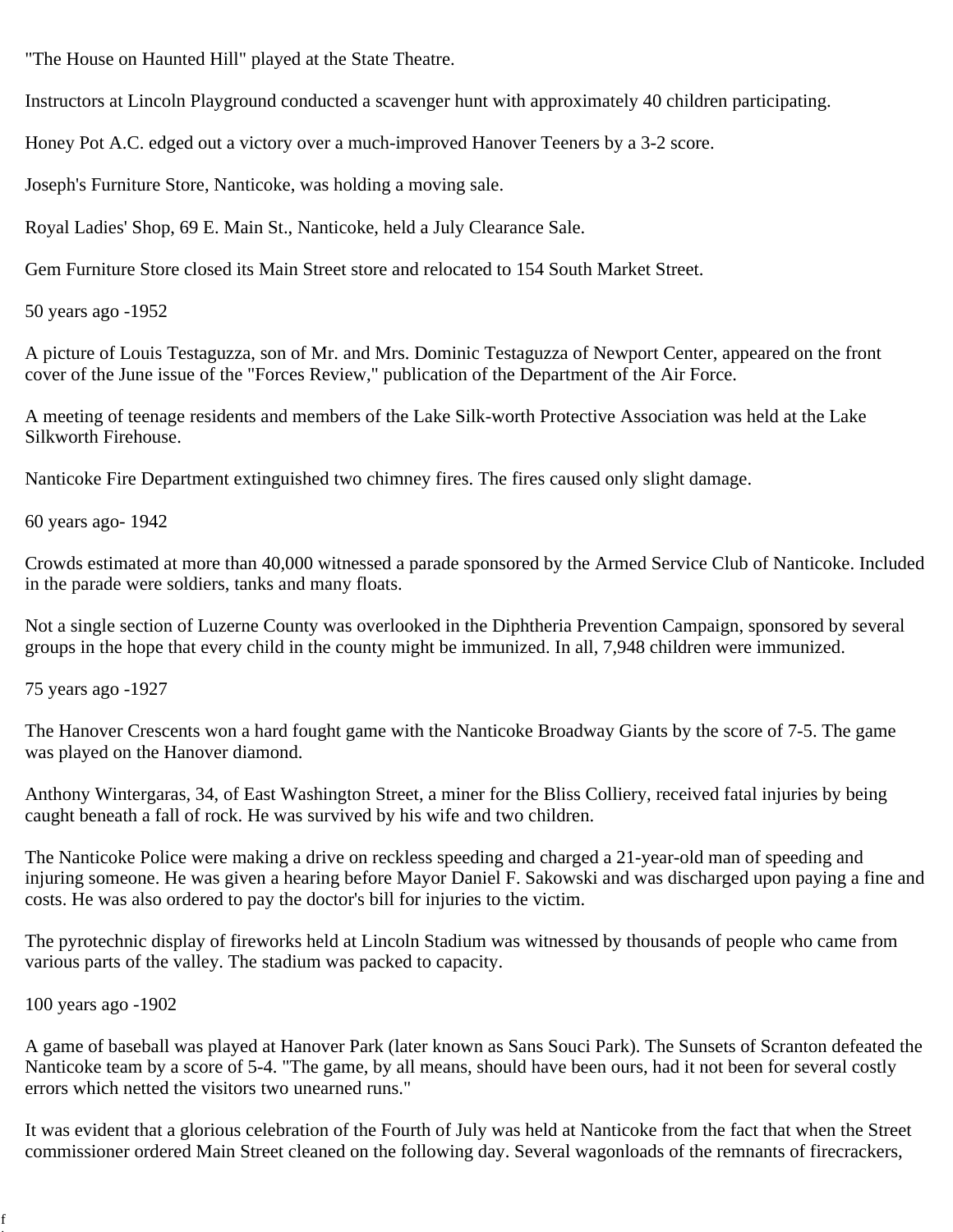"The House on Haunted Hill" played at the State Theatre.

Instructors at Lincoln Playground conducted a scavenger hunt with approximately 40 children participating.

Honey Pot A.C. edged out a victory over a much-improved Hanover Teeners by a 3-2 score.

Joseph's Furniture Store, Nanticoke, was holding a moving sale.

Royal Ladies' Shop, 69 E. Main St., Nanticoke, held a July Clearance Sale.

Gem Furniture Store closed its Main Street store and relocated to 154 South Market Street.

50 years ago -1952

A picture of Louis Testaguzza, son of Mr. and Mrs. Dominic Testaguzza of Newport Center, appeared on the front cover of the June issue of the "Forces Review," publication of the Department of the Air Force.

A meeting of teenage residents and members of the Lake Silk-worth Protective Association was held at the Lake Silkworth Firehouse.

Nanticoke Fire Department extinguished two chimney fires. The fires caused only slight damage.

60 years ago- 1942

Crowds estimated at more than 40,000 witnessed a parade sponsored by the Armed Service Club of Nanticoke. Included in the parade were soldiers, tanks and many floats.

Not a single section of Luzerne County was overlooked in the Diphtheria Prevention Campaign, sponsored by several groups in the hope that every child in the county might be immunized. In all, 7,948 children were immunized.

75 years ago -1927

The Hanover Crescents won a hard fought game with the Nanticoke Broadway Giants by the score of 7-5. The game was played on the Hanover diamond.

Anthony Wintergaras, 34, of East Washington Street, a miner for the Bliss Colliery, received fatal injuries by being caught beneath a fall of rock. He was survived by his wife and two children.

The Nanticoke Police were making a drive on reckless speeding and charged a 21-year-old man of speeding and injuring someone. He was given a hearing before Mayor Daniel F. Sakowski and was discharged upon paying a fine and costs. He was also ordered to pay the doctor's bill for injuries to the victim.

The pyrotechnic display of fireworks held at Lincoln Stadium was witnessed by thousands of people who came from various parts of the valley. The stadium was packed to capacity.

100 years ago -1902

A game of baseball was played at Hanover Park (later known as Sans Souci Park). The Sunsets of Scranton defeated the Nanticoke team by a score of 5-4. "The game, by all means, should have been ours, had it not been for several costly errors which netted the visitors two unearned runs."

It was evident that a glorious celebration of the Fourth of July was held at Nanticoke from the fact that when the Street commissioner ordered Main Street cleaned on the following day. Several wagonloads of the remnants of firecrackers,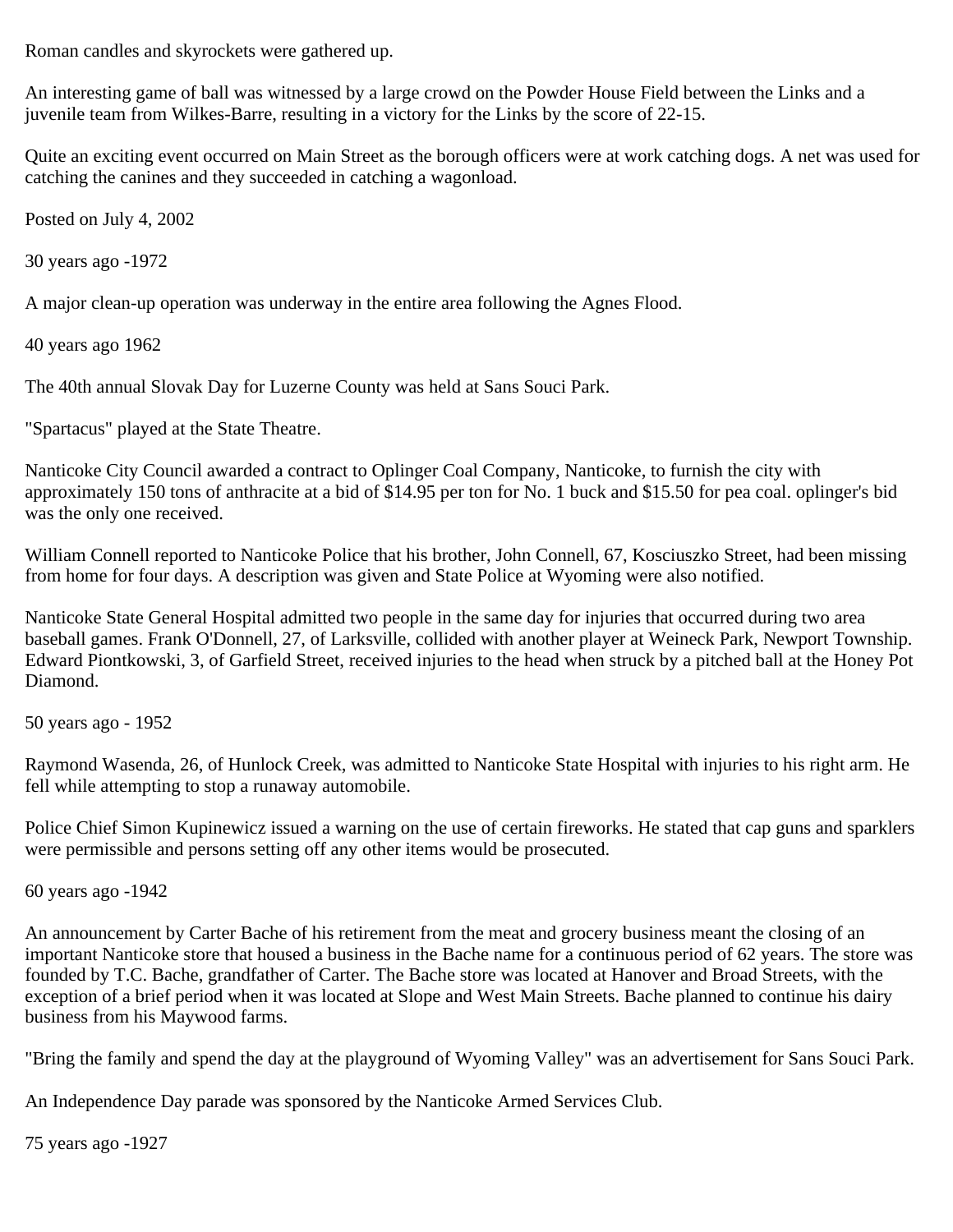Roman candles and skyrockets were gathered up.

An interesting game of ball was witnessed by a large crowd on the Powder House Field between the Links and a juvenile team from Wilkes-Barre, resulting in a victory for the Links by the score of 22-15.

Quite an exciting event occurred on Main Street as the borough officers were at work catching dogs. A net was used for catching the canines and they succeeded in catching a wagonload.

Posted on July 4, 2002

30 years ago -1972

A major clean-up operation was underway in the entire area following the Agnes Flood.

40 years ago 1962

The 40th annual Slovak Day for Luzerne County was held at Sans Souci Park.

"Spartacus" played at the State Theatre.

Nanticoke City Council awarded a contract to Oplinger Coal Company, Nanticoke, to furnish the city with approximately 150 tons of anthracite at a bid of $14.95 per ton for No. 1 buck and $15.50 for pea coal. oplinger's bid was the only one received.

William Connell reported to Nanticoke Police that his brother, John Connell, 67, Kosciuszko Street, had been missing from home for four days. A description was given and State Police at Wyoming were also notified.

Nanticoke State General Hospital admitted two people in the same day for injuries that occurred during two area baseball games. Frank O'Donnell, 27, of Larksville, collided with another player at Weineck Park, Newport Township. Edward Piontkowski, 3, of Garfield Street, received injuries to the head when struck by a pitched ball at the Honey Pot Diamond.

50 years ago - 1952

Raymond Wasenda, 26, of Hunlock Creek, was admitted to Nanticoke State Hospital with injuries to his right arm. He fell while attempting to stop a runaway automobile.

Police Chief Simon Kupinewicz issued a warning on the use of certain fireworks. He stated that cap guns and sparklers were permissible and persons setting off any other items would be prosecuted.

60 years ago -1942

An announcement by Carter Bache of his retirement from the meat and grocery business meant the closing of an important Nanticoke store that housed a business in the Bache name for a continuous period of 62 years. The store was founded by T.C. Bache, grandfather of Carter. The Bache store was located at Hanover and Broad Streets, with the exception of a brief period when it was located at Slope and West Main Streets. Bache planned to continue his dairy business from his Maywood farms.

"Bring the family and spend the day at the playground of Wyoming Valley" was an advertisement for Sans Souci Park.

An Independence Day parade was sponsored by the Nanticoke Armed Services Club.

75 years ago -1927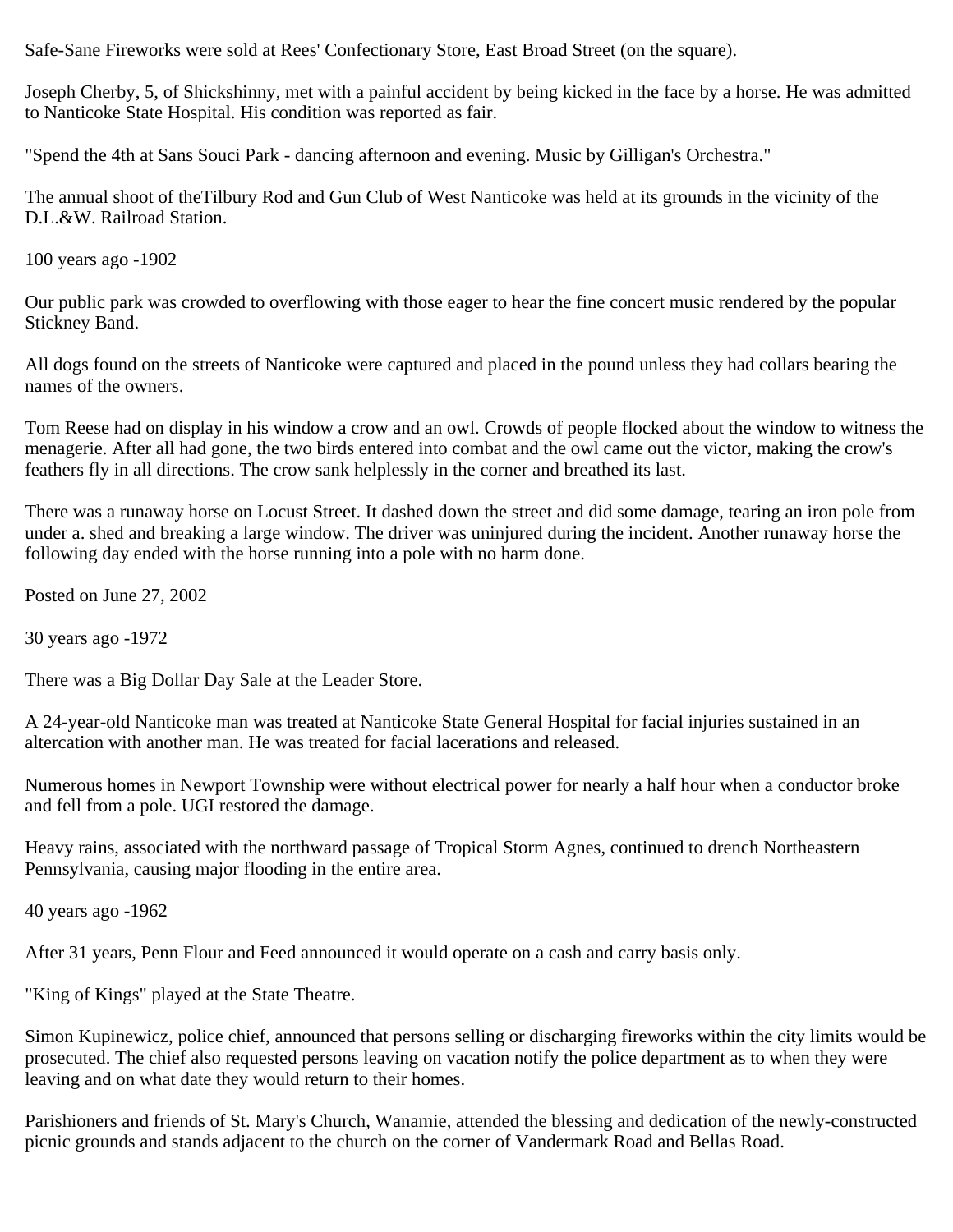Safe-Sane Fireworks were sold at Rees' Confectionary Store, East Broad Street (on the square).

Joseph Cherby, 5, of Shickshinny, met with a painful accident by being kicked in the face by a horse. He was admitted to Nanticoke State Hospital. His condition was reported as fair.

"Spend the 4th at Sans Souci Park - dancing afternoon and evening. Music by Gilligan's Orchestra."

The annual shoot of theTilbury Rod and Gun Club of West Nanticoke was held at its grounds in the vicinity of the D.L.&W. Railroad Station.

100 years ago -1902

Our public park was crowded to overflowing with those eager to hear the fine concert music rendered by the popular Stickney Band.

All dogs found on the streets of Nanticoke were captured and placed in the pound unless they had collars bearing the names of the owners.

Tom Reese had on display in his window a crow and an owl. Crowds of people flocked about the window to witness the menagerie. After all had gone, the two birds entered into combat and the owl came out the victor, making the crow's feathers fly in all directions. The crow sank helplessly in the corner and breathed its last.

There was a runaway horse on Locust Street. It dashed down the street and did some damage, tearing an iron pole from under a. shed and breaking a large window. The driver was uninjured during the incident. Another runaway horse the following day ended with the horse running into a pole with no harm done.

Posted on June 27, 2002

30 years ago -1972

There was a Big Dollar Day Sale at the Leader Store.

A 24-year-old Nanticoke man was treated at Nanticoke State General Hospital for facial injuries sustained in an altercation with another man. He was treated for facial lacerations and released.

Numerous homes in Newport Township were without electrical power for nearly a half hour when a conductor broke and fell from a pole. UGI restored the damage.

Heavy rains, associated with the northward passage of Tropical Storm Agnes, continued to drench Northeastern Pennsylvania, causing major flooding in the entire area.

40 years ago -1962

After 31 years, Penn Flour and Feed announced it would operate on a cash and carry basis only.

"King of Kings" played at the State Theatre.

Simon Kupinewicz, police chief, announced that persons selling or discharging fireworks within the city limits would be prosecuted. The chief also requested persons leaving on vacation notify the police department as to when they were leaving and on what date they would return to their homes.

Parishioners and friends of St. Mary's Church, Wanamie, attended the blessing and dedication of the newly-constructed picnic grounds and stands adjacent to the church on the corner of Vandermark Road and Bellas Road.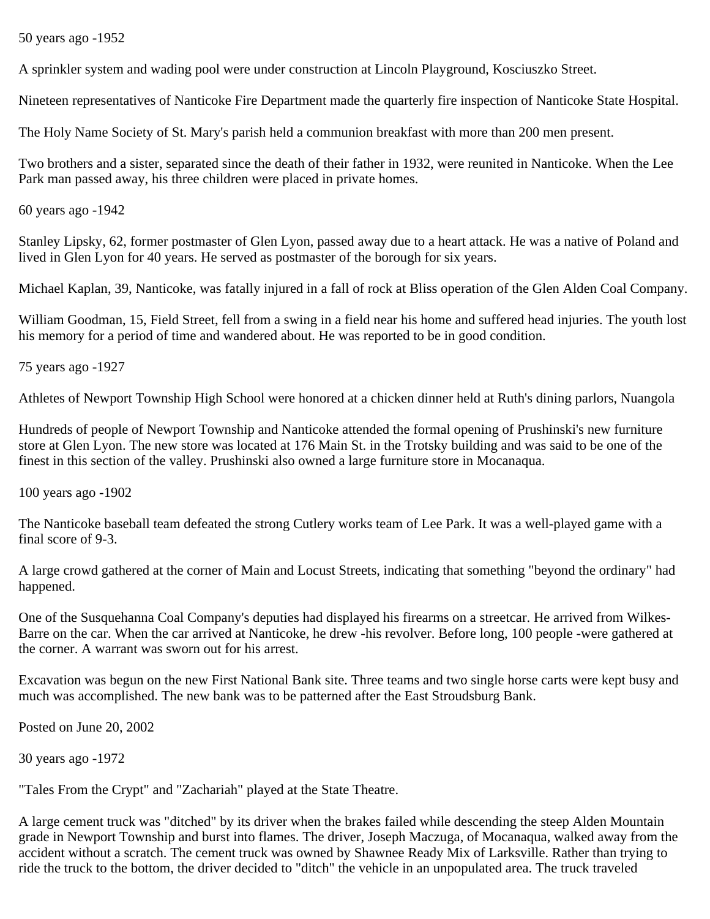50 years ago -1952

A sprinkler system and wading pool were under construction at Lincoln Playground, Kosciuszko Street.

Nineteen representatives of Nanticoke Fire Department made the quarterly fire inspection of Nanticoke State Hospital.

The Holy Name Society of St. Mary's parish held a communion breakfast with more than 200 men present.

Two brothers and a sister, separated since the death of their father in 1932, were reunited in Nanticoke. When the Lee Park man passed away, his three children were placed in private homes.

60 years ago -1942

Stanley Lipsky, 62, former postmaster of Glen Lyon, passed away due to a heart attack. He was a native of Poland and lived in Glen Lyon for 40 years. He served as postmaster of the borough for six years.

Michael Kaplan, 39, Nanticoke, was fatally injured in a fall of rock at Bliss operation of the Glen Alden Coal Company.

William Goodman, 15, Field Street, fell from a swing in a field near his home and suffered head injuries. The youth lost his memory for a period of time and wandered about. He was reported to be in good condition.

75 years ago -1927

Athletes of Newport Township High School were honored at a chicken dinner held at Ruth's dining parlors, Nuangola

Hundreds of people of Newport Township and Nanticoke attended the formal opening of Prushinski's new furniture store at Glen Lyon. The new store was located at 176 Main St. in the Trotsky building and was said to be one of the finest in this section of the valley. Prushinski also owned a large furniture store in Mocanaqua.

100 years ago -1902

The Nanticoke baseball team defeated the strong Cutlery works team of Lee Park. It was a well-played game with a final score of 9-3.

A large crowd gathered at the corner of Main and Locust Streets, indicating that something "beyond the ordinary" had happened.

One of the Susquehanna Coal Company's deputies had displayed his firearms on a streetcar. He arrived from Wilkes-Barre on the car. When the car arrived at Nanticoke, he drew -his revolver. Before long, 100 people -were gathered at the corner. A warrant was sworn out for his arrest.

Excavation was begun on the new First National Bank site. Three teams and two single horse carts were kept busy and much was accomplished. The new bank was to be patterned after the East Stroudsburg Bank.

Posted on June 20, 2002

30 years ago -1972

"Tales From the Crypt" and "Zachariah" played at the State Theatre.

A large cement truck was "ditched" by its driver when the brakes failed while descending the steep Alden Mountain grade in Newport Township and burst into flames. The driver, Joseph Maczuga, of Mocanaqua, walked away from the accident without a scratch. The cement truck was owned by Shawnee Ready Mix of Larksville. Rather than trying to ride the truck to the bottom, the driver decided to "ditch" the vehicle in an unpopulated area. The truck traveled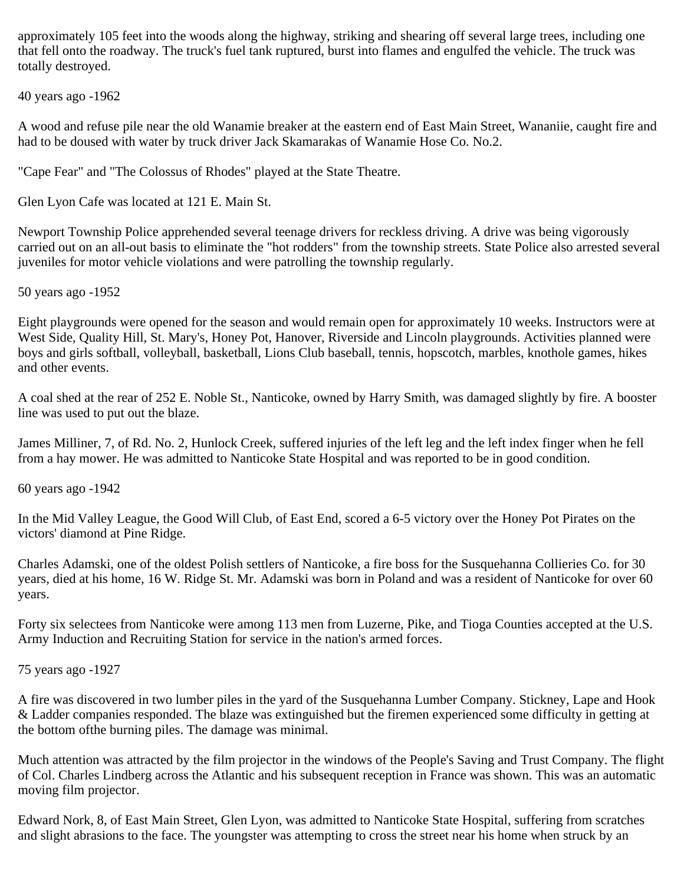approximately 105 feet into the woods along the highway, striking and shearing off several large trees, including one that fell onto the roadway. The truck's fuel tank ruptured, burst into flames and engulfed the vehicle. The truck was totally destroyed.

40 years ago -1962

A wood and refuse pile near the old Wanamie breaker at the eastern end of East Main Street, Wananiie, caught fire and had to be doused with water by truck driver Jack Skamarakas of Wanamie Hose Co. No.2.

"Cape Fear" and "The Colossus of Rhodes" played at the State Theatre.

Glen Lyon Cafe was located at 121 E. Main St.

Newport Township Police apprehended several teenage drivers for reckless driving. A drive was being vigorously carried out on an all-out basis to eliminate the "hot rodders" from the township streets. State Police also arrested several juveniles for motor vehicle violations and were patrolling the township regularly.

50 years ago -1952

Eight playgrounds were opened for the season and would remain open for approximately 10 weeks. Instructors were at West Side, Quality Hill, St. Mary's, Honey Pot, Hanover, Riverside and Lincoln playgrounds. Activities planned were boys and girls softball, volleyball, basketball, Lions Club baseball, tennis, hopscotch, marbles, knothole games, hikes and other events.

A coal shed at the rear of 252 E. Noble St., Nanticoke, owned by Harry Smith, was damaged slightly by fire. A booster line was used to put out the blaze.

James Milliner, 7, of Rd. No. 2, Hunlock Creek, suffered injuries of the left leg and the left index finger when he fell from a hay mower. He was admitted to Nanticoke State Hospital and was reported to be in good condition.

60 years ago -1942

In the Mid Valley League, the Good Will Club, of East End, scored a 6-5 victory over the Honey Pot Pirates on the victors' diamond at Pine Ridge.

Charles Adamski, one of the oldest Polish settlers of Nanticoke, a fire boss for the Susquehanna Collieries Co. for 30 years, died at his home, 16 W. Ridge St. Mr. Adamski was born in Poland and was a resident of Nanticoke for over 60 years.

Forty six selectees from Nanticoke were among 113 men from Luzerne, Pike, and Tioga Counties accepted at the U.S. Army Induction and Recruiting Station for service in the nation's armed forces.

75 years ago -1927

A fire was discovered in two lumber piles in the yard of the Susquehanna Lumber Company. Stickney, Lape and Hook & Ladder companies responded. The blaze was extinguished but the firemen experienced some difficulty in getting at the bottom ofthe burning piles. The damage was minimal.

Much attention was attracted by the film projector in the windows of the People's Saving and Trust Company. The flight of Col. Charles Lindberg across the Atlantic and his subsequent reception in France was shown. This was an automatic moving film projector.

Edward Nork, 8, of East Main Street, Glen Lyon, was admitted to Nanticoke State Hospital, suffering from scratches and slight abrasions to the face. The youngster was attempting to cross the street near his home when struck by an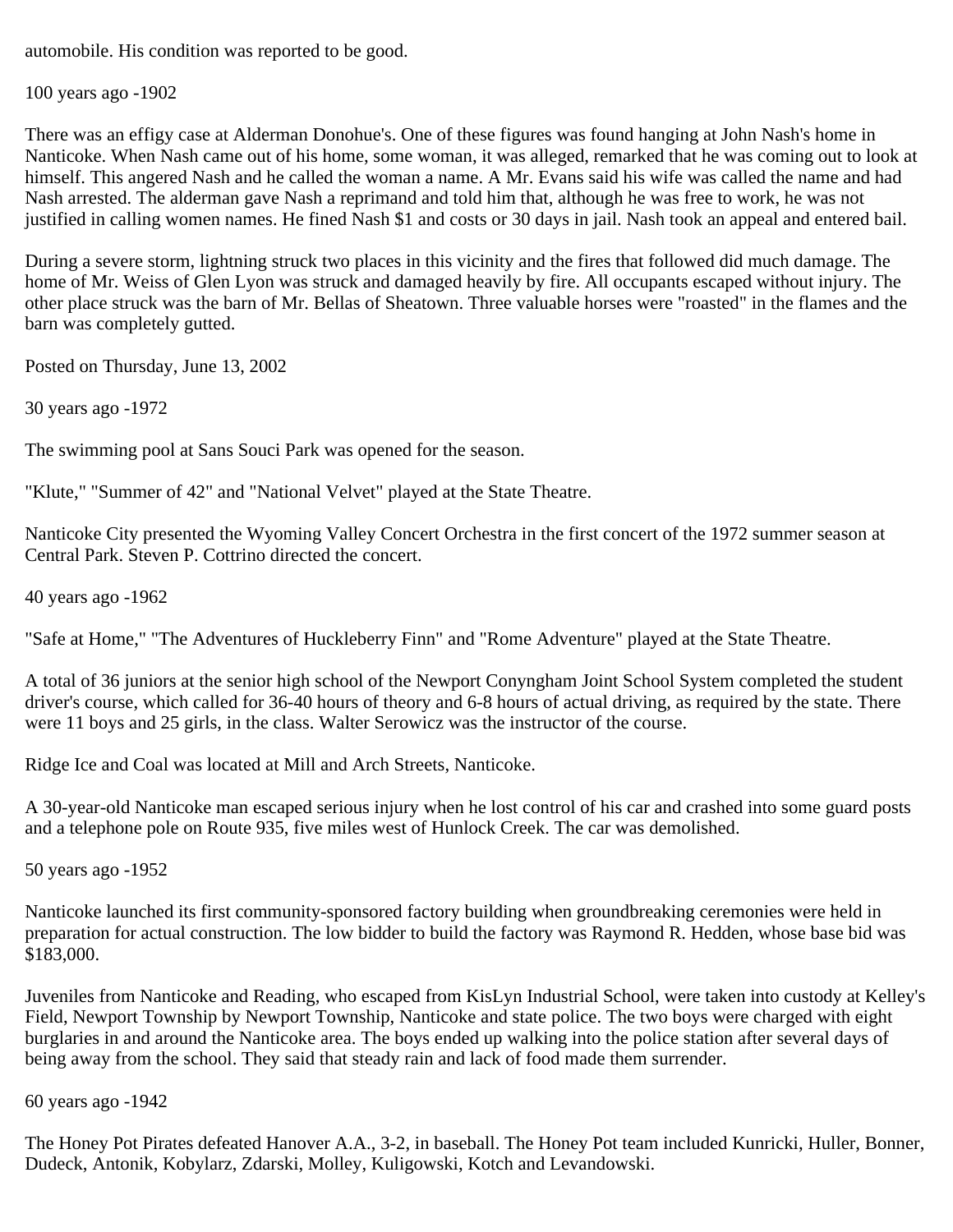automobile. His condition was reported to be good.

100 years ago -1902

There was an effigy case at Alderman Donohue's. One of these figures was found hanging at John Nash's home in Nanticoke. When Nash came out of his home, some woman, it was alleged, remarked that he was coming out to look at himself. This angered Nash and he called the woman a name. A Mr. Evans said his wife was called the name and had Nash arrested. The alderman gave Nash a reprimand and told him that, although he was free to work, he was not justified in calling women names. He fined Nash $1 and costs or 30 days in jail. Nash took an appeal and entered bail.

During a severe storm, lightning struck two places in this vicinity and the fires that followed did much damage. The home of Mr. Weiss of Glen Lyon was struck and damaged heavily by fire. All occupants escaped without injury. The other place struck was the barn of Mr. Bellas of Sheatown. Three valuable horses were "roasted" in the flames and the barn was completely gutted.

Posted on Thursday, June 13, 2002

30 years ago -1972

The swimming pool at Sans Souci Park was opened for the season.

"Klute," "Summer of 42" and "National Velvet" played at the State Theatre.

Nanticoke City presented the Wyoming Valley Concert Orchestra in the first concert of the 1972 summer season at Central Park. Steven P. Cottrino directed the concert.

40 years ago -1962

"Safe at Home," "The Adventures of Huckleberry Finn" and "Rome Adventure" played at the State Theatre.

A total of 36 juniors at the senior high school of the Newport Conyngham Joint School System completed the student driver's course, which called for 36-40 hours of theory and 6-8 hours of actual driving, as required by the state. There were 11 boys and 25 girls, in the class. Walter Serowicz was the instructor of the course.

Ridge Ice and Coal was located at Mill and Arch Streets, Nanticoke.

A 30-year-old Nanticoke man escaped serious injury when he lost control of his car and crashed into some guard posts and a telephone pole on Route 935, five miles west of Hunlock Creek. The car was demolished.

50 years ago -1952

Nanticoke launched its first community-sponsored factory building when groundbreaking ceremonies were held in preparation for actual construction. The low bidder to build the factory was Raymond R. Hedden, whose base bid was $183,000.

Juveniles from Nanticoke and Reading, who escaped from KisLyn Industrial School, were taken into custody at Kelley's Field, Newport Township by Newport Township, Nanticoke and state police. The two boys were charged with eight burglaries in and around the Nanticoke area. The boys ended up walking into the police station after several days of being away from the school. They said that steady rain and lack of food made them surrender.

60 years ago -1942

The Honey Pot Pirates defeated Hanover A.A., 3-2, in baseball. The Honey Pot team included Kunricki, Huller, Bonner, Dudeck, Antonik, Kobylarz, Zdarski, Molley, Kuligowski, Kotch and Levandowski.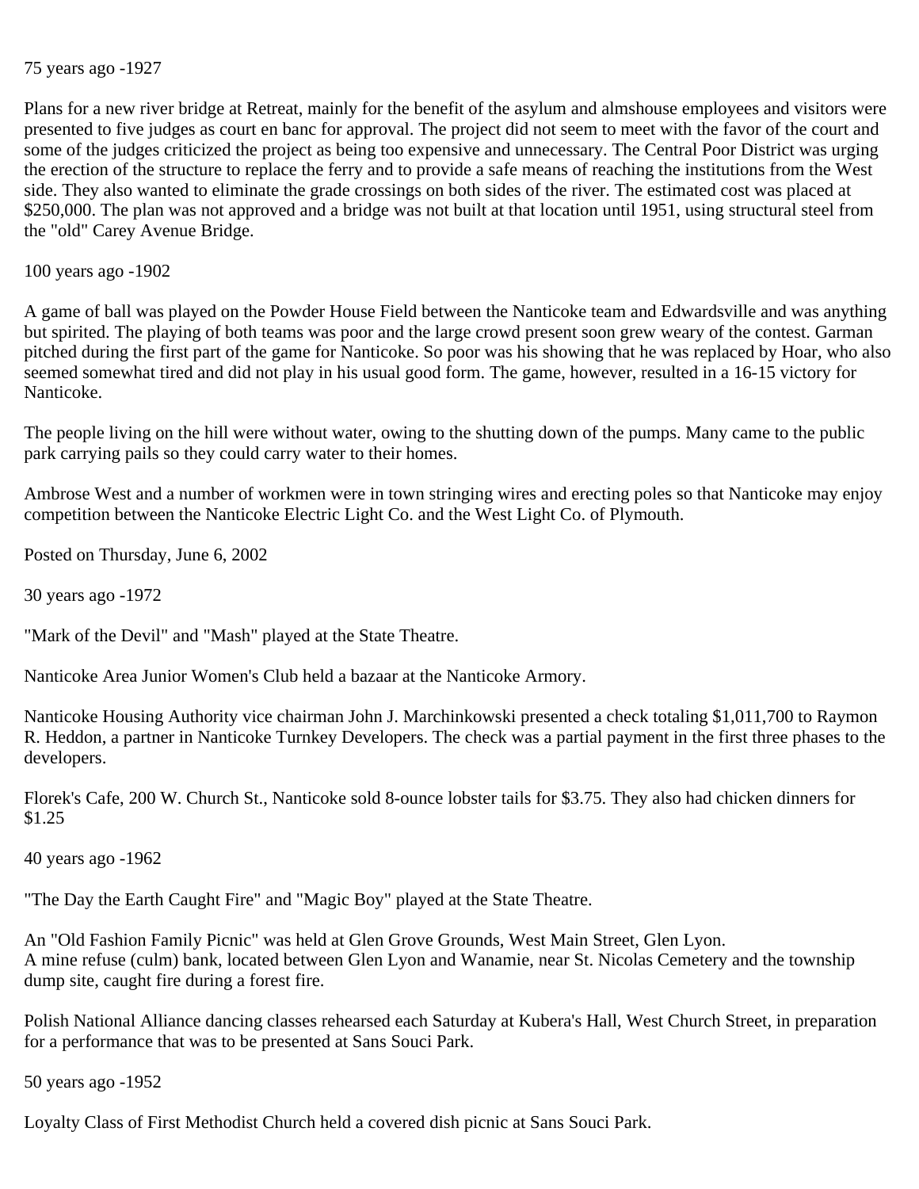75 years ago -1927

Plans for a new river bridge at Retreat, mainly for the benefit of the asylum and almshouse employees and visitors were presented to five judges as court en banc for approval. The project did not seem to meet with the favor of the court and some of the judges criticized the project as being too expensive and unnecessary. The Central Poor District was urging the erection of the structure to replace the ferry and to provide a safe means of reaching the institutions from the West side. They also wanted to eliminate the grade crossings on both sides of the river. The estimated cost was placed at $250,000. The plan was not approved and a bridge was not built at that location until 1951, using structural steel from the "old" Carey Avenue Bridge.

100 years ago -1902

A game of ball was played on the Powder House Field between the Nanticoke team and Edwardsville and was anything but spirited. The playing of both teams was poor and the large crowd present soon grew weary of the contest. Garman pitched during the first part of the game for Nanticoke. So poor was his showing that he was replaced by Hoar, who also seemed somewhat tired and did not play in his usual good form. The game, however, resulted in a 16-15 victory for Nanticoke.

The people living on the hill were without water, owing to the shutting down of the pumps. Many came to the public park carrying pails so they could carry water to their homes.

Ambrose West and a number of workmen were in town stringing wires and erecting poles so that Nanticoke may enjoy competition between the Nanticoke Electric Light Co. and the West Light Co. of Plymouth.

Posted on Thursday, June 6, 2002

30 years ago -1972

"Mark of the Devil" and "Mash" played at the State Theatre.

Nanticoke Area Junior Women's Club held a bazaar at the Nanticoke Armory.

Nanticoke Housing Authority vice chairman John J. Marchinkowski presented a check totaling $1,011,700 to Raymon R. Heddon, a partner in Nanticoke Turnkey Developers. The check was a partial payment in the first three phases to the developers.

Florek's Cafe, 200 W. Church St., Nanticoke sold 8-ounce lobster tails for $3.75. They also had chicken dinners for $1.25

40 years ago -1962

"The Day the Earth Caught Fire" and "Magic Boy" played at the State Theatre.

An "Old Fashion Family Picnic" was held at Glen Grove Grounds, West Main Street, Glen Lyon.
A mine refuse (culm) bank, located between Glen Lyon and Wanamie, near St. Nicolas Cemetery and the township dump site, caught fire during a forest fire.

Polish National Alliance dancing classes rehearsed each Saturday at Kubera's Hall, West Church Street, in preparation for a performance that was to be presented at Sans Souci Park.

50 years ago -1952

Loyalty Class of First Methodist Church held a covered dish picnic at Sans Souci Park.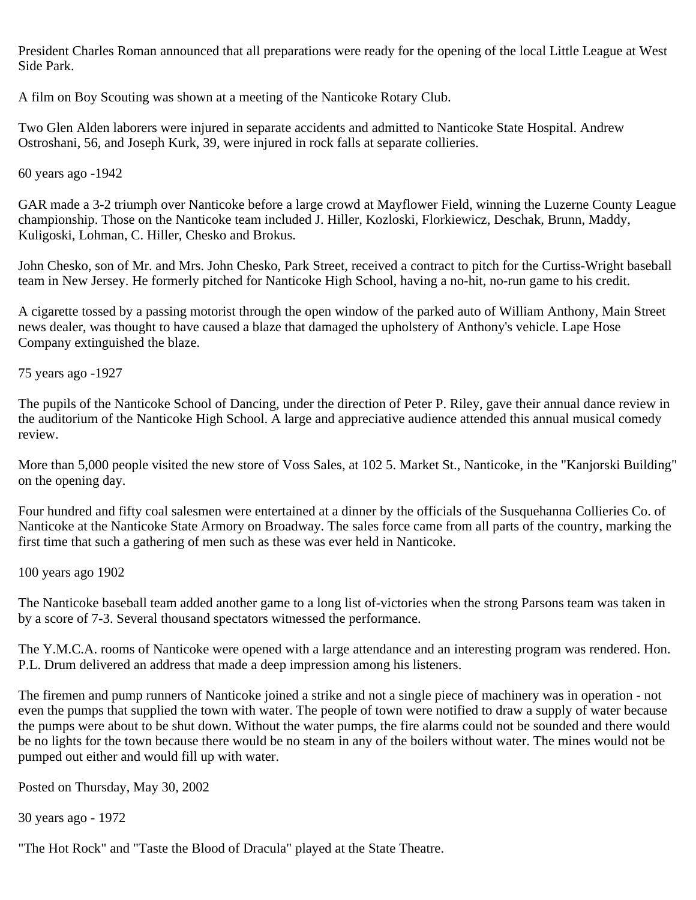President Charles Roman announced that all preparations were ready for the opening of the local Little League at West Side Park.

A film on Boy Scouting was shown at a meeting of the Nanticoke Rotary Club.

Two Glen Alden laborers were injured in separate accidents and admitted to Nanticoke State Hospital. Andrew Ostroshani, 56, and Joseph Kurk, 39, were injured in rock falls at separate collieries.

60 years ago -1942

GAR made a 3-2 triumph over Nanticoke before a large crowd at Mayflower Field, winning the Luzerne County League championship. Those on the Nanticoke team included J. Hiller, Kozloski, Florkiewicz, Deschak, Brunn, Maddy, Kuligoski, Lohman, C. Hiller, Chesko and Brokus.

John Chesko, son of Mr. and Mrs. John Chesko, Park Street, received a contract to pitch for the Curtiss-Wright baseball team in New Jersey. He formerly pitched for Nanticoke High School, having a no-hit, no-run game to his credit.

A cigarette tossed by a passing motorist through the open window of the parked auto of William Anthony, Main Street news dealer, was thought to have caused a blaze that damaged the upholstery of Anthony's vehicle. Lape Hose Company extinguished the blaze.

75 years ago -1927

The pupils of the Nanticoke School of Dancing, under the direction of Peter P. Riley, gave their annual dance review in the auditorium of the Nanticoke High School. A large and appreciative audience attended this annual musical comedy review.

More than 5,000 people visited the new store of Voss Sales, at 102 5. Market St., Nanticoke, in the "Kanjorski Building" on the opening day.

Four hundred and fifty coal salesmen were entertained at a dinner by the officials of the Susquehanna Collieries Co. of Nanticoke at the Nanticoke State Armory on Broadway. The sales force came from all parts of the country, marking the first time that such a gathering of men such as these was ever held in Nanticoke.

100 years ago 1902

The Nanticoke baseball team added another game to a long list of-victories when the strong Parsons team was taken in by a score of 7-3. Several thousand spectators witnessed the performance.

The Y.M.C.A. rooms of Nanticoke were opened with a large attendance and an interesting program was rendered. Hon. P.L. Drum delivered an address that made a deep impression among his listeners.

The firemen and pump runners of Nanticoke joined a strike and not a single piece of machinery was in operation - not even the pumps that supplied the town with water. The people of town were notified to draw a supply of water because the pumps were about to be shut down. Without the water pumps, the fire alarms could not be sounded and there would be no lights for the town because there would be no steam in any of the boilers without water. The mines would not be pumped out either and would fill up with water.

Posted on Thursday, May 30, 2002

30 years ago - 1972

"The Hot Rock" and "Taste the Blood of Dracula" played at the State Theatre.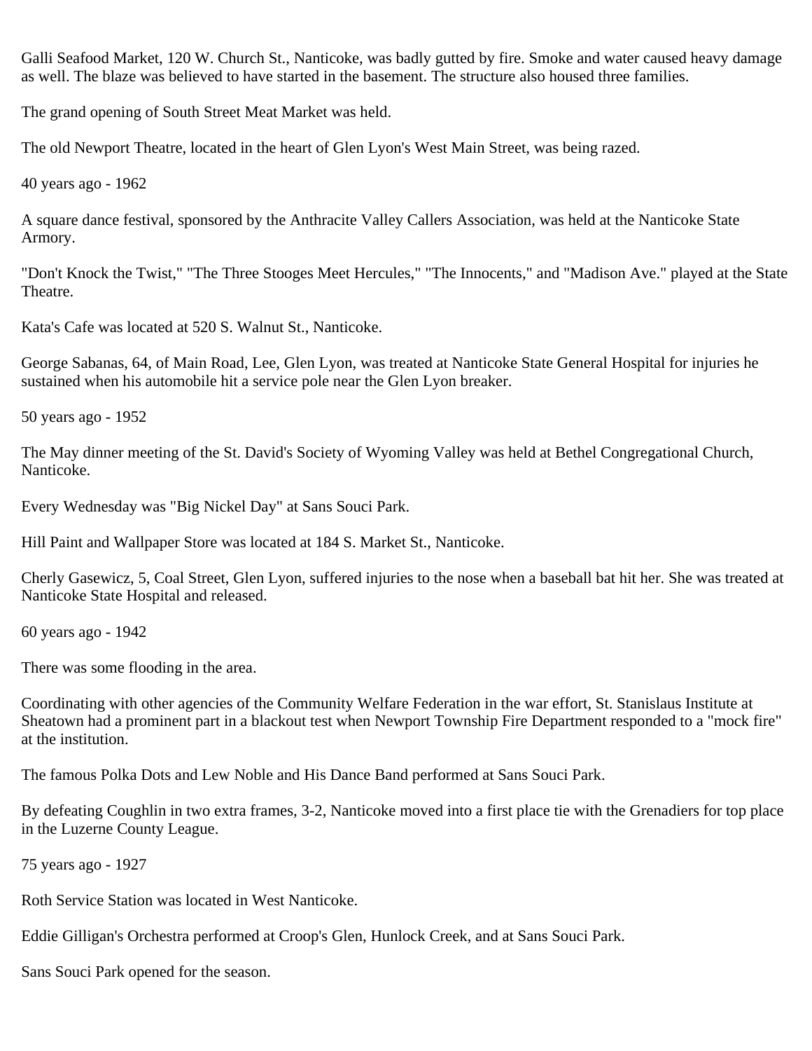Galli Seafood Market, 120 W. Church St., Nanticoke, was badly gutted by fire. Smoke and water caused heavy damage as well. The blaze was believed to have started in the basement. The structure also housed three families.

The grand opening of South Street Meat Market was held.

The old Newport Theatre, located in the heart of Glen Lyon's West Main Street, was being razed.

40 years ago - 1962

A square dance festival, sponsored by the Anthracite Valley Callers Association, was held at the Nanticoke State Armory.

"Don't Knock the Twist," "The Three Stooges Meet Hercules," "The Innocents," and "Madison Ave." played at the State Theatre.

Kata's Cafe was located at 520 S. Walnut St., Nanticoke.

George Sabanas, 64, of Main Road, Lee, Glen Lyon, was treated at Nanticoke State General Hospital for injuries he sustained when his automobile hit a service pole near the Glen Lyon breaker.

50 years ago - 1952

The May dinner meeting of the St. David's Society of Wyoming Valley was held at Bethel Congregational Church, Nanticoke.

Every Wednesday was "Big Nickel Day" at Sans Souci Park.

Hill Paint and Wallpaper Store was located at 184 S. Market St., Nanticoke.

Cherly Gasewicz, 5, Coal Street, Glen Lyon, suffered injuries to the nose when a baseball bat hit her. She was treated at Nanticoke State Hospital and released.

60 years ago - 1942

There was some flooding in the area.

Coordinating with other agencies of the Community Welfare Federation in the war effort, St. Stanislaus Institute at Sheatown had a prominent part in a blackout test when Newport Township Fire Department responded to a "mock fire" at the institution.

The famous Polka Dots and Lew Noble and His Dance Band performed at Sans Souci Park.

By defeating Coughlin in two extra frames, 3-2, Nanticoke moved into a first place tie with the Grenadiers for top place in the Luzerne County League.

75 years ago - 1927

Roth Service Station was located in West Nanticoke.

Eddie Gilligan's Orchestra performed at Croop's Glen, Hunlock Creek, and at Sans Souci Park.

Sans Souci Park opened for the season.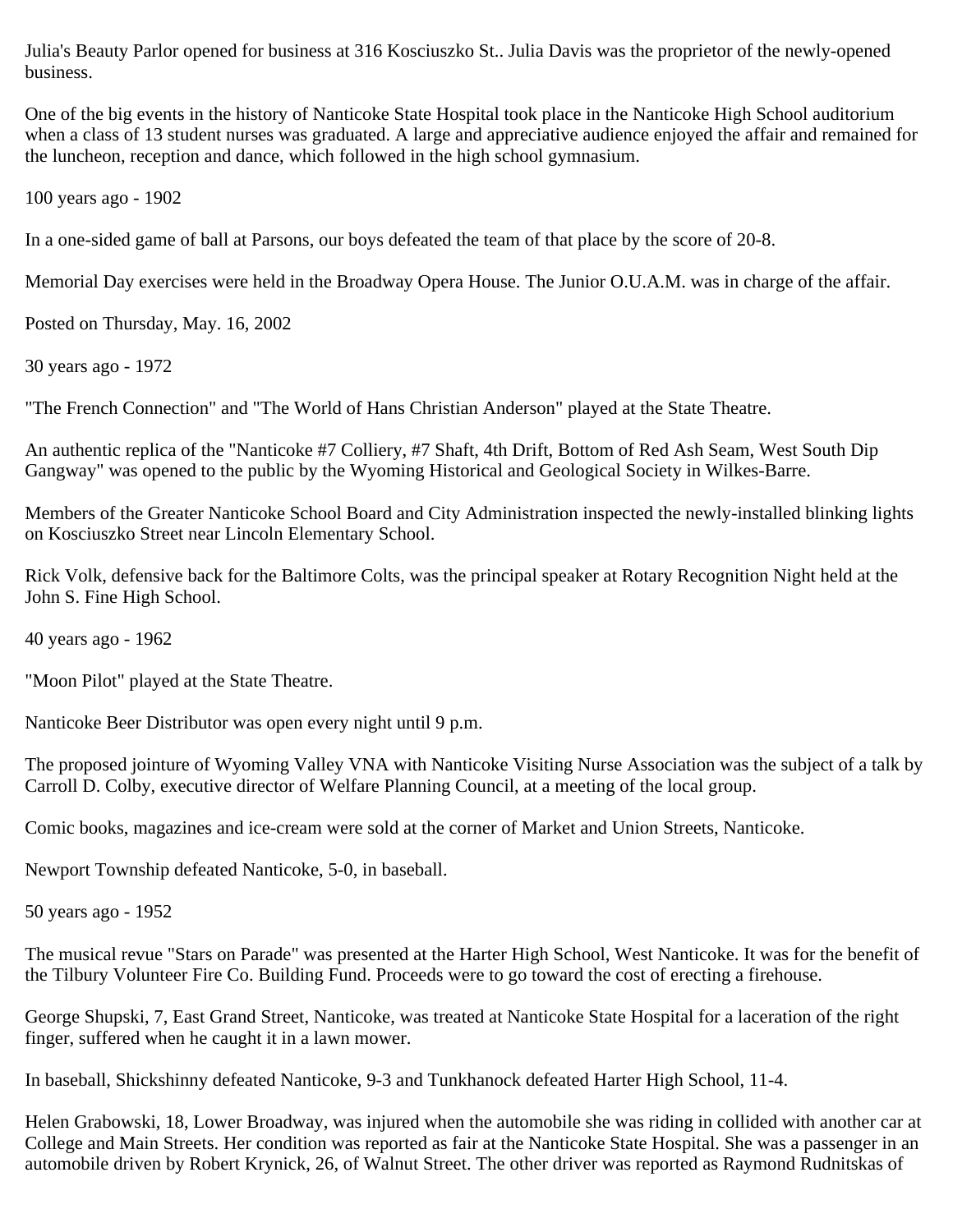Julia's Beauty Parlor opened for business at 316 Kosciuszko St.. Julia Davis was the proprietor of the newly-opened business.

One of the big events in the history of Nanticoke State Hospital took place in the Nanticoke High School auditorium when a class of 13 student nurses was graduated. A large and appreciative audience enjoyed the affair and remained for the luncheon, reception and dance, which followed in the high school gymnasium.

100 years ago - 1902

In a one-sided game of ball at Parsons, our boys defeated the team of that place by the score of 20-8.

Memorial Day exercises were held in the Broadway Opera House. The Junior O.U.A.M. was in charge of the affair.

Posted on Thursday, May. 16, 2002

30 years ago - 1972

"The French Connection" and "The World of Hans Christian Anderson" played at the State Theatre.

An authentic replica of the "Nanticoke #7 Colliery, #7 Shaft, 4th Drift, Bottom of Red Ash Seam, West South Dip Gangway" was opened to the public by the Wyoming Historical and Geological Society in Wilkes-Barre.

Members of the Greater Nanticoke School Board and City Administration inspected the newly-installed blinking lights on Kosciuszko Street near Lincoln Elementary School.

Rick Volk, defensive back for the Baltimore Colts, was the principal speaker at Rotary Recognition Night held at the John S. Fine High School.

40 years ago - 1962

"Moon Pilot" played at the State Theatre.

Nanticoke Beer Distributor was open every night until 9 p.m.

The proposed jointure of Wyoming Valley VNA with Nanticoke Visiting Nurse Association was the subject of a talk by Carroll D. Colby, executive director of Welfare Planning Council, at a meeting of the local group.

Comic books, magazines and ice-cream were sold at the corner of Market and Union Streets, Nanticoke.

Newport Township defeated Nanticoke, 5-0, in baseball.

50 years ago - 1952

The musical revue "Stars on Parade" was presented at the Harter High School, West Nanticoke. It was for the benefit of the Tilbury Volunteer Fire Co. Building Fund. Proceeds were to go toward the cost of erecting a firehouse.

George Shupski, 7, East Grand Street, Nanticoke, was treated at Nanticoke State Hospital for a laceration of the right finger, suffered when he caught it in a lawn mower.

In baseball, Shickshinny defeated Nanticoke, 9-3 and Tunkhanock defeated Harter High School, 11-4.

Helen Grabowski, 18, Lower Broadway, was injured when the automobile she was riding in collided with another car at College and Main Streets. Her condition was reported as fair at the Nanticoke State Hospital. She was a passenger in an automobile driven by Robert Krynick, 26, of Walnut Street. The other driver was reported as Raymond Rudnitskas of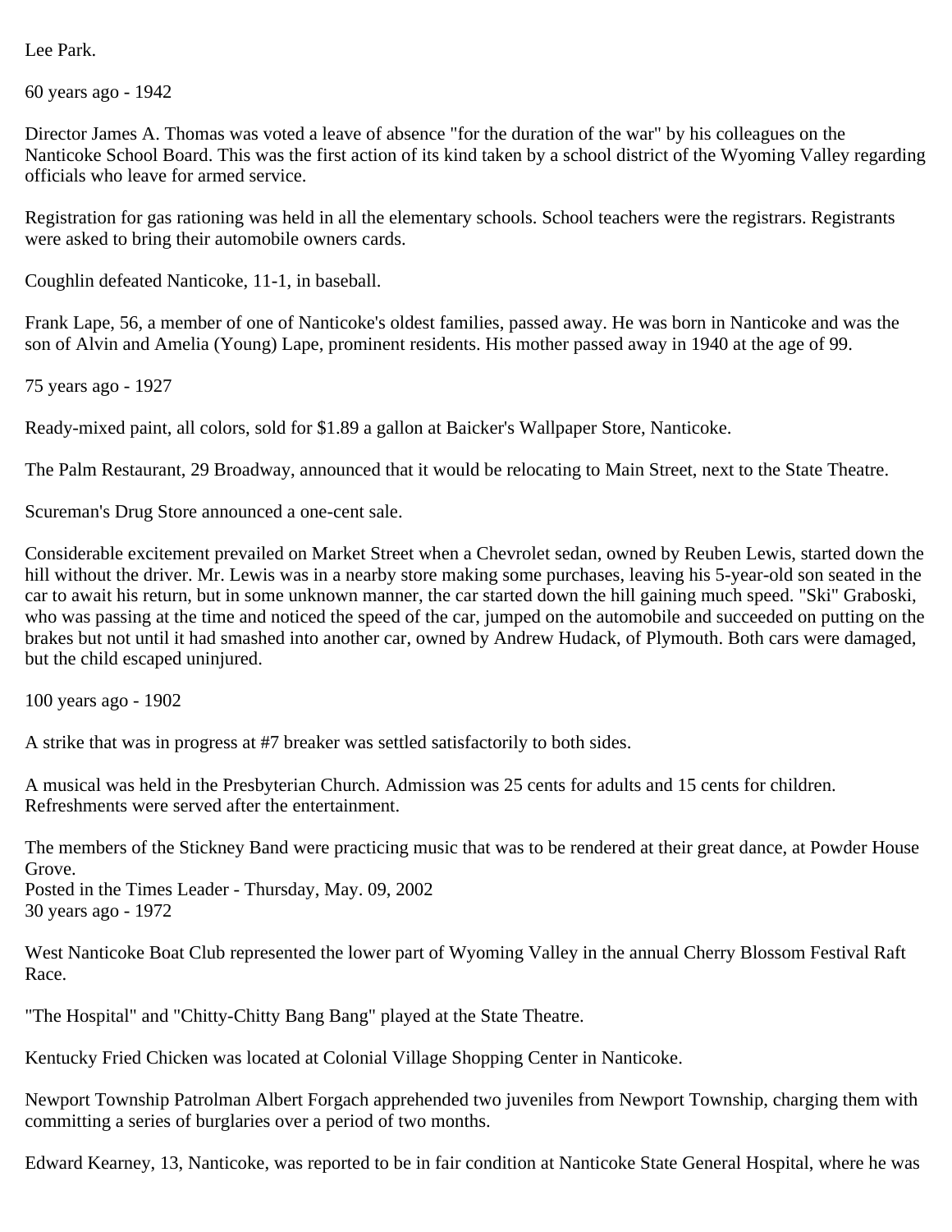Lee Park.

60 years ago - 1942

Director James A. Thomas was voted a leave of absence "for the duration of the war" by his colleagues on the Nanticoke School Board. This was the first action of its kind taken by a school district of the Wyoming Valley regarding officials who leave for armed service.

Registration for gas rationing was held in all the elementary schools. School teachers were the registrars. Registrants were asked to bring their automobile owners cards.

Coughlin defeated Nanticoke, 11-1, in baseball.

Frank Lape, 56, a member of one of Nanticoke's oldest families, passed away. He was born in Nanticoke and was the son of Alvin and Amelia (Young) Lape, prominent residents. His mother passed away in 1940 at the age of 99.

75 years ago - 1927

Ready-mixed paint, all colors, sold for $1.89 a gallon at Baicker's Wallpaper Store, Nanticoke.

The Palm Restaurant, 29 Broadway, announced that it would be relocating to Main Street, next to the State Theatre.

Scureman's Drug Store announced a one-cent sale.

Considerable excitement prevailed on Market Street when a Chevrolet sedan, owned by Reuben Lewis, started down the hill without the driver. Mr. Lewis was in a nearby store making some purchases, leaving his 5-year-old son seated in the car to await his return, but in some unknown manner, the car started down the hill gaining much speed. "Ski" Graboski, who was passing at the time and noticed the speed of the car, jumped on the automobile and succeeded on putting on the brakes but not until it had smashed into another car, owned by Andrew Hudack, of Plymouth. Both cars were damaged, but the child escaped uninjured.

100 years ago - 1902

A strike that was in progress at #7 breaker was settled satisfactorily to both sides.

A musical was held in the Presbyterian Church. Admission was 25 cents for adults and 15 cents for children. Refreshments were served after the entertainment.

The members of the Stickney Band were practicing music that was to be rendered at their great dance, at Powder House Grove.
Posted in the Times Leader - Thursday, May. 09, 2002
30 years ago - 1972

West Nanticoke Boat Club represented the lower part of Wyoming Valley in the annual Cherry Blossom Festival Raft Race.

"The Hospital" and "Chitty-Chitty Bang Bang" played at the State Theatre.

Kentucky Fried Chicken was located at Colonial Village Shopping Center in Nanticoke.

Newport Township Patrolman Albert Forgach apprehended two juveniles from Newport Township, charging them with committing a series of burglaries over a period of two months.

Edward Kearney, 13, Nanticoke, was reported to be in fair condition at Nanticoke State General Hospital, where he was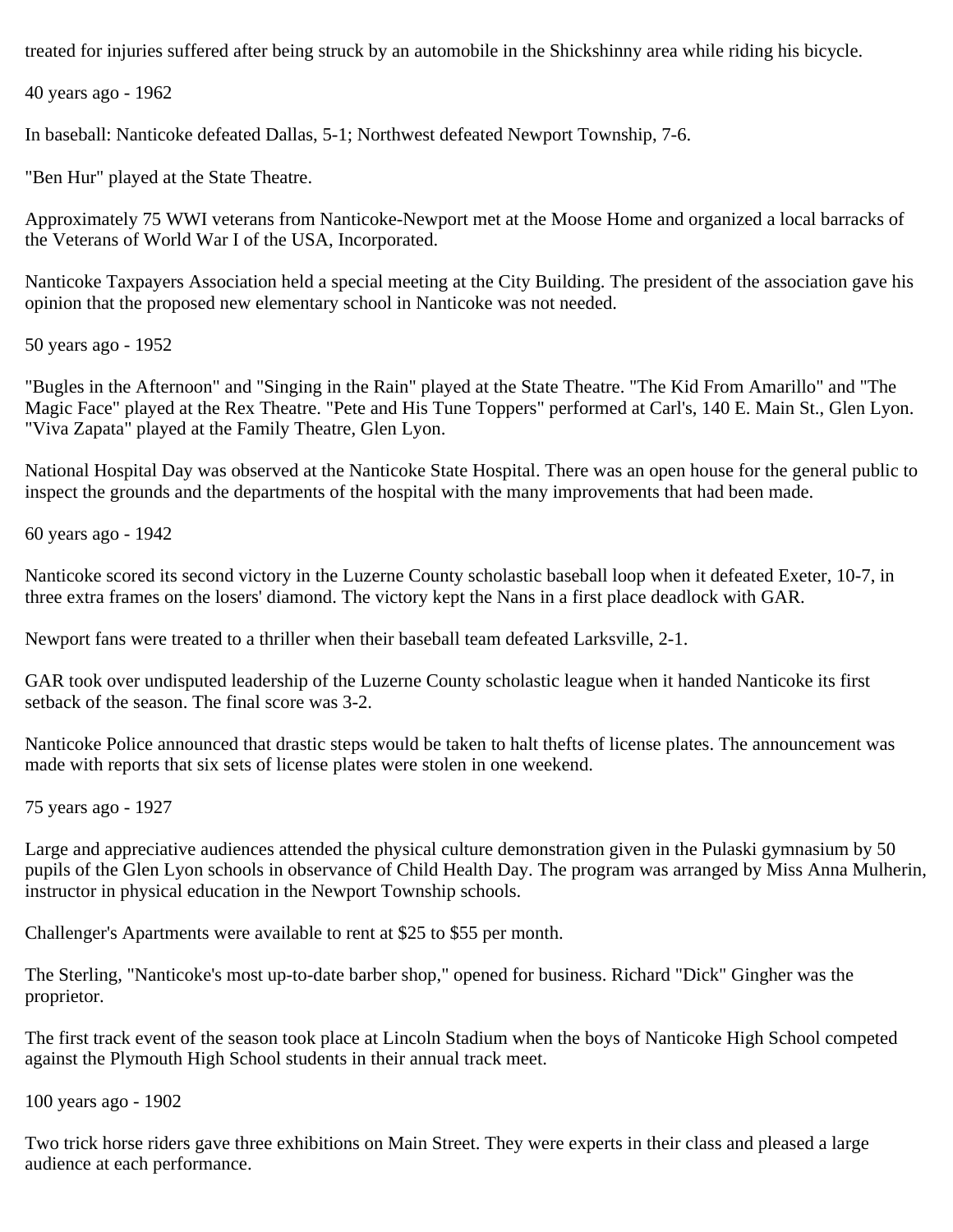treated for injuries suffered after being struck by an automobile in the Shickshinny area while riding his bicycle.

40 years ago - 1962

In baseball: Nanticoke defeated Dallas, 5-1; Northwest defeated Newport Township, 7-6.

"Ben Hur" played at the State Theatre.

Approximately 75 WWI veterans from Nanticoke-Newport met at the Moose Home and organized a local barracks of the Veterans of World War I of the USA, Incorporated.

Nanticoke Taxpayers Association held a special meeting at the City Building. The president of the association gave his opinion that the proposed new elementary school in Nanticoke was not needed.

50 years ago - 1952

"Bugles in the Afternoon" and "Singing in the Rain" played at the State Theatre. "The Kid From Amarillo" and "The Magic Face" played at the Rex Theatre. "Pete and His Tune Toppers" performed at Carl's, 140 E. Main St., Glen Lyon. "Viva Zapata" played at the Family Theatre, Glen Lyon.

National Hospital Day was observed at the Nanticoke State Hospital. There was an open house for the general public to inspect the grounds and the departments of the hospital with the many improvements that had been made.

60 years ago - 1942

Nanticoke scored its second victory in the Luzerne County scholastic baseball loop when it defeated Exeter, 10-7, in three extra frames on the losers' diamond. The victory kept the Nans in a first place deadlock with GAR.

Newport fans were treated to a thriller when their baseball team defeated Larksville, 2-1.

GAR took over undisputed leadership of the Luzerne County scholastic league when it handed Nanticoke its first setback of the season. The final score was 3-2.

Nanticoke Police announced that drastic steps would be taken to halt thefts of license plates. The announcement was made with reports that six sets of license plates were stolen in one weekend.

75 years ago - 1927

Large and appreciative audiences attended the physical culture demonstration given in the Pulaski gymnasium by 50 pupils of the Glen Lyon schools in observance of Child Health Day. The program was arranged by Miss Anna Mulherin, instructor in physical education in the Newport Township schools.

Challenger's Apartments were available to rent at $25 to $55 per month.

The Sterling, "Nanticoke's most up-to-date barber shop," opened for business. Richard "Dick" Gingher was the proprietor.

The first track event of the season took place at Lincoln Stadium when the boys of Nanticoke High School competed against the Plymouth High School students in their annual track meet.

100 years ago - 1902

Two trick horse riders gave three exhibitions on Main Street. They were experts in their class and pleased a large audience at each performance.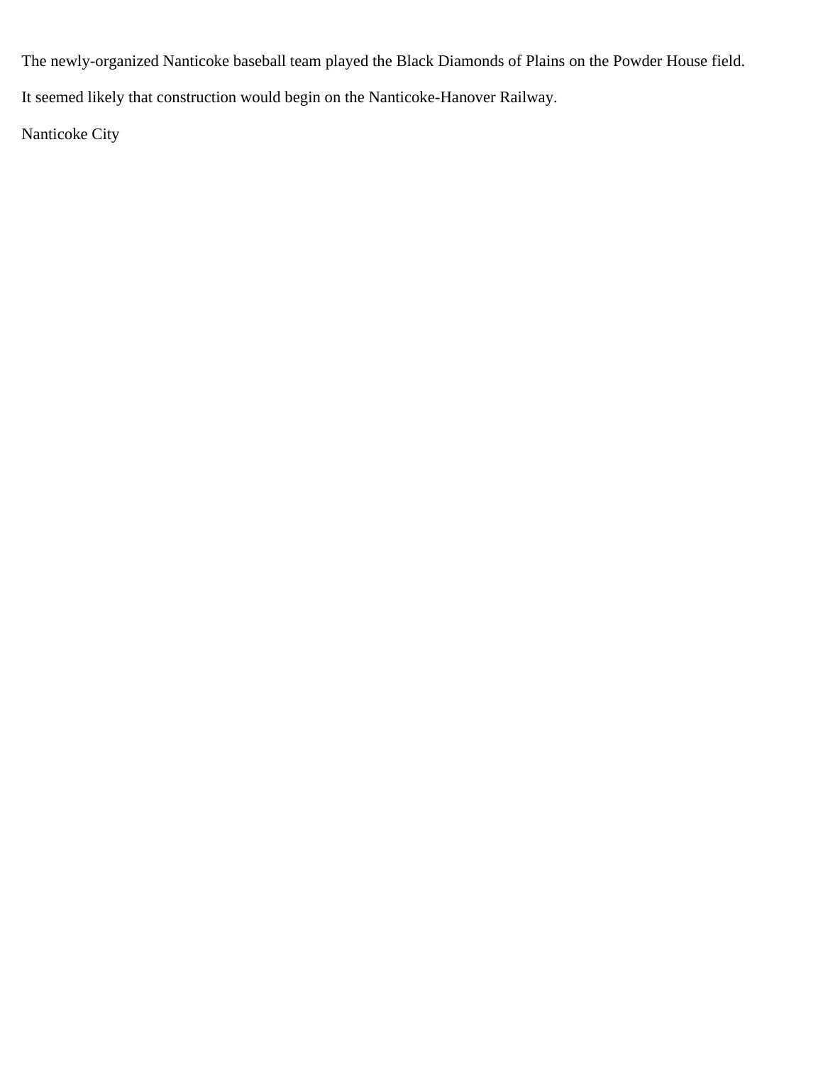The newly-organized Nanticoke baseball team played the Black Diamonds of Plains on the Powder House field.

It seemed likely that construction would begin on the Nanticoke-Hanover Railway.

Nanticoke City